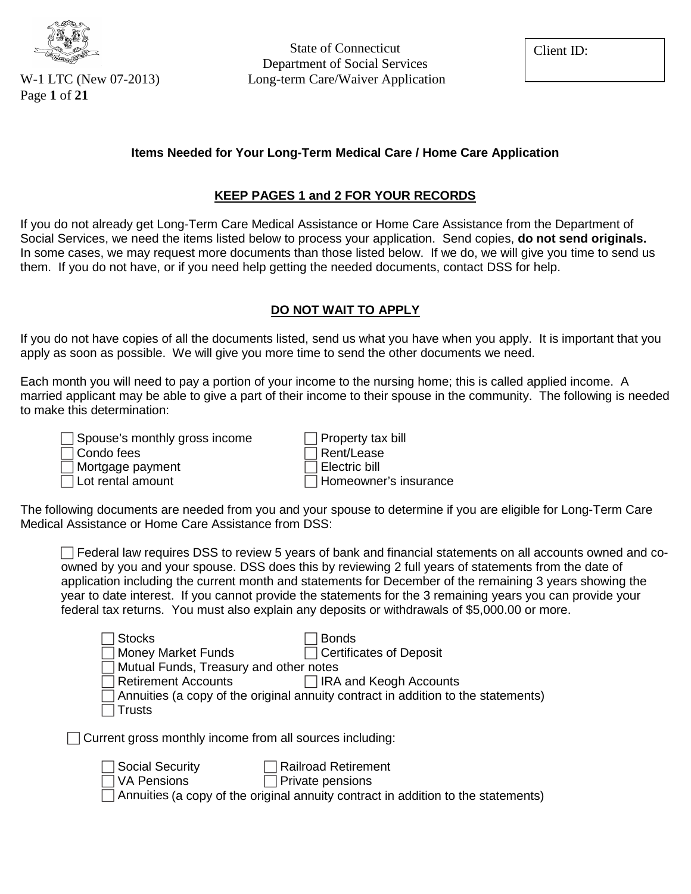State of Connecticut
Department of Social Services
Long-term Care/Waiver Application

W-1 LTC (New 07-2013)

Client ID:

### Items Needed for Your Long-Term Medical Care / Home Care Application

**KEEP PAGES 1 and 2 FOR YOUR RECORDS**

If you do not already get Long-Term Care Medical Assistance or Home Care Assistance from the Department of Social Services, we need the items listed below to process your application. Send copies, **do not send originals.** In some cases, we may request more documents than those listed below. If we do, we will give you time to send us them. If you do not have, or if you need help getting the needed documents, contact DSS for help.

**DO NOT WAIT TO APPLY**

If you do not have copies of all the documents listed, send us what you have when you apply. It is important that you apply as soon as possible. We will give you more time to send the other documents we need.

Each month you will need to pay a portion of your income to the nursing home; this is called applied income. A married applicant may be able to give a part of their income to their spouse in the community. The following is needed to make this determination:

- ☐ Spouse's monthly gross income
- ☐ Condo fees
- ☐ Mortgage payment
- ☐ Lot rental amount
- ☐ Property tax bill
- ☐ Rent/Lease
- ☐ Electric bill
- ☐ Homeowner's insurance

The following documents are needed from you and your spouse to determine if you are eligible for Long-Term Care Medical Assistance or Home Care Assistance from DSS:

- ☐ Federal law requires DSS to review 5 years of bank and financial statements on all accounts owned and co-owned by you and your spouse. DSS does this by reviewing 2 full years of statements from the date of application including the current month and statements for December of the remaining 3 years showing the year to date interest. If you cannot provide the statements for the 3 remaining years you can provide your federal tax returns. You must also explain any deposits or withdrawals of $5,000.00 or more.
  - ☐ Stocks
  - ☐ Bonds
  - ☐ Money Market Funds
  - ☐ Certificates of Deposit
  - ☐ Mutual Funds, Treasury and other notes
  - ☐ Retirement Accounts
  - ☐ IRA and Keogh Accounts
  - ☐ Annuities (a copy of the original annuity contract in addition to the statements)
  - ☐ Trusts

- ☐ Current gross monthly income from all sources including:
  - ☐ Social Security
  - ☐ Railroad Retirement
  - ☐ VA Pensions
  - ☐ Private pensions
  - ☐ Annuities (a copy of the original annuity contract in addition to the statements)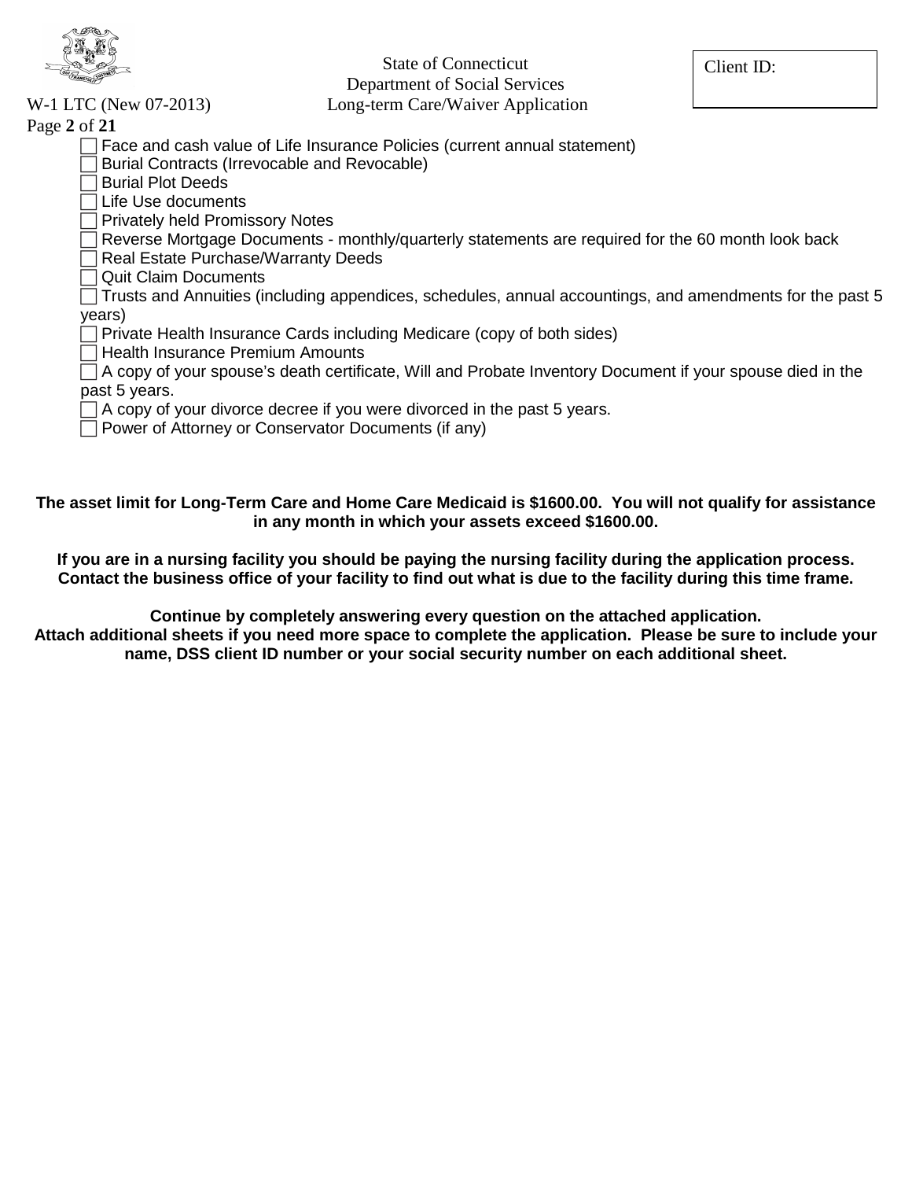- [ ] Face and cash value of Life Insurance Policies (current annual statement)
- [ ] Burial Contracts (Irrevocable and Revocable)
- [ ] Burial Plot Deeds
- [ ] Life Use documents
- [ ] Privately held Promissory Notes
- [ ] Reverse Mortgage Documents - monthly/quarterly statements are required for the 60 month look back
- [ ] Real Estate Purchase/Warranty Deeds
- [ ] Quit Claim Documents
- [ ] Trusts and Annuities (including appendices, schedules, annual accountings, and amendments for the past 5 years)
- [ ] Private Health Insurance Cards including Medicare (copy of both sides)
- [ ] Health Insurance Premium Amounts
- [ ] A copy of your spouse's death certificate, Will and Probate Inventory Document if your spouse died in the past 5 years.
- [ ] A copy of your divorce decree if you were divorced in the past 5 years.
- [ ] Power of Attorney or Conservator Documents (if any)

**The asset limit for Long-Term Care and Home Care Medicaid is $1600.00. You will not qualify for assistance in any month in which your assets exceed $1600.00.**

**If you are in a nursing facility you should be paying the nursing facility during the application process. Contact the business office of your facility to find out what is due to the facility during this time frame.**

**Continue by completely answering every question on the attached application.**
**Attach additional sheets if you need more space to complete the application. Please be sure to include your name, DSS client ID number or your social security number on each additional sheet.**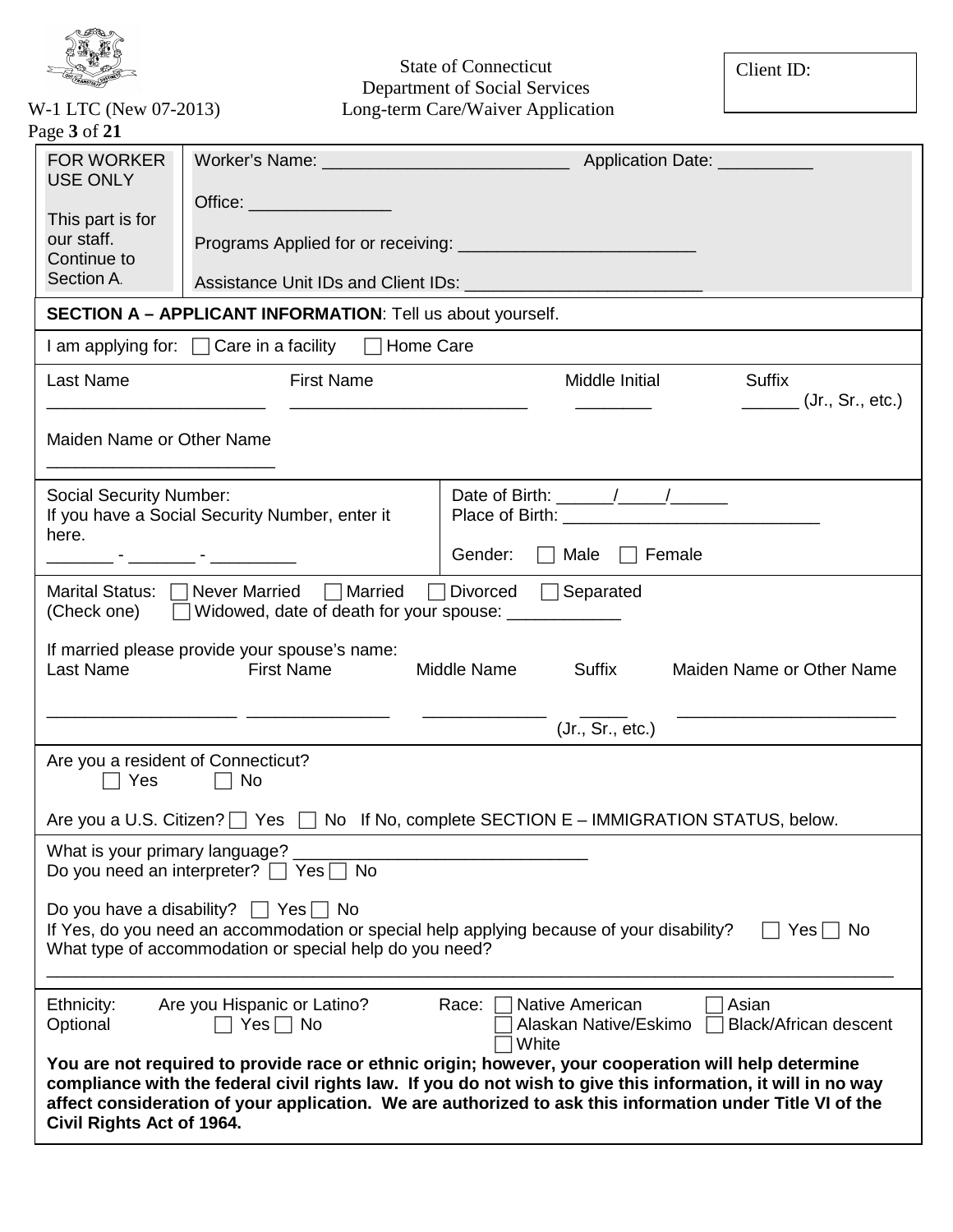State of Connecticut
Department of Social Services
Long-term Care/Waiver Application

W-1 LTC (New 07-2013)

Client ID:

| FOR WORKER USE ONLY<br><br>This part is for our staff. Continue to Section A. | Worker's Name: __________________________ Application Date: __________<br><br>Office: _______________<br><br>Programs Applied for or receiving: _________________________<br><br>Assistance Unit IDs and Client IDs: _________________________ |
|---|---|

## SECTION A – APPLICANT INFORMATION: Tell us about yourself.

I am applying for: ☐ Care in a facility ☐ Home Care

Last Name _______________________ First Name _________________________ Middle Initial ________ Suffix ______ (Jr., Sr., etc.)

Maiden Name or Other Name ________________________

Social Security Number:
If you have a Social Security Number, enter it here.
_______ - _______ - _________

Date of Birth: ______/_____/______
Place of Birth: ___________________________

Gender: ☐ Male ☐ Female

Marital Status: (Check one) ☐ Never Married ☐ Married ☐ Divorced ☐ Separated
☐ Widowed, date of death for your spouse: ____________

If married please provide your spouse's name:

| Last Name | First Name | Middle Name | Suffix | Maiden Name or Other Name |
|---|---|---|---|---|
| ___________________ | _______________ | _____________ | _____ (Jr., Sr., etc.) | _______________________ |

Are you a resident of Connecticut?
☐ Yes ☐ No

Are you a U.S. Citizen? ☐ Yes ☐ No If No, complete SECTION E – IMMIGRATION STATUS, below.

What is your primary language? ______________________________
Do you need an interpreter? ☐ Yes ☐ No

Do you have a disability? ☐ Yes ☐ No
If Yes, do you need an accommodation or special help applying because of your disability? ☐ Yes ☐ No
What type of accommodation or special help do you need?
___________________________________________________________________________________

Ethnicity: Optional — Are you Hispanic or Latino? ☐ Yes ☐ No

Race: ☐ Native American ☐ Alaskan Native/Eskimo ☐ White ☐ Asian ☐ Black/African descent

**You are not required to provide race or ethnic origin; however, your cooperation will help determine compliance with the federal civil rights law. If you do not wish to give this information, it will in no way affect consideration of your application. We are authorized to ask this information under Title VI of the Civil Rights Act of 1964.**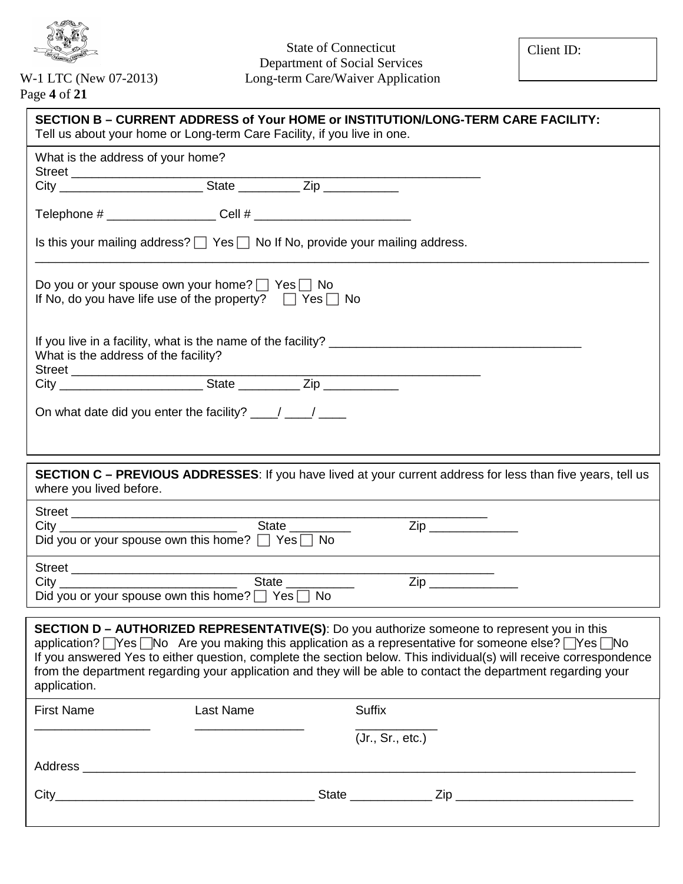State of Connecticut
Department of Social Services
Long-term Care/Waiver Application

W-1 LTC (New 07-2013)

Client ID:

## SECTION B – CURRENT ADDRESS of Your HOME or INSTITUTION/LONG-TERM CARE FACILITY:

Tell us about your home or Long-term Care Facility, if you live in one.

What is the address of your home?
Street ___________________________________________________________
City _____________________ State _________ Zip ___________

Telephone # ________________ Cell # _______________________

Is this your mailing address? ☐ Yes ☐ No If No, provide your mailing address.
_____________________________________________________________________________________

Do you or your spouse own your home? ☐ Yes ☐ No
If No, do you have life use of the property? ☐ Yes ☐ No

If you live in a facility, what is the name of the facility? ______________________________________
What is the address of the facility?
Street ___________________________________________________________
City _____________________ State _________ Zip ___________

On what date did you enter the facility? ____/ ____/ ____

## SECTION C – PREVIOUS ADDRESSES

**SECTION C – PREVIOUS ADDRESSES**: If you have lived at your current address for less than five years, tell us where you lived before.

Street ___________________________________________________________
City __________________________ State _________ Zip _____________
Did you or your spouse own this home? ☐ Yes ☐ No

Street ___________________________________________________________
City __________________________ State __________ Zip _____________
Did you or your spouse own this home? ☐ Yes ☐ No

## SECTION D – AUTHORIZED REPRESENTATIVE(S)

**SECTION D – AUTHORIZED REPRESENTATIVE(S)**: Do you authorize someone to represent you in this application? ☐Yes ☐No Are you making this application as a representative for someone else? ☐Yes ☐No
If you answered Yes to either question, complete the section below. This individual(s) will receive correspondence from the department regarding your application and they will be able to contact the department regarding your application.

First Name _________________ Last Name ________________ Suffix ____________ (Jr., Sr., etc.)

Address _____________________________________________________________________________

City_______________________________________ State ____________ Zip __________________________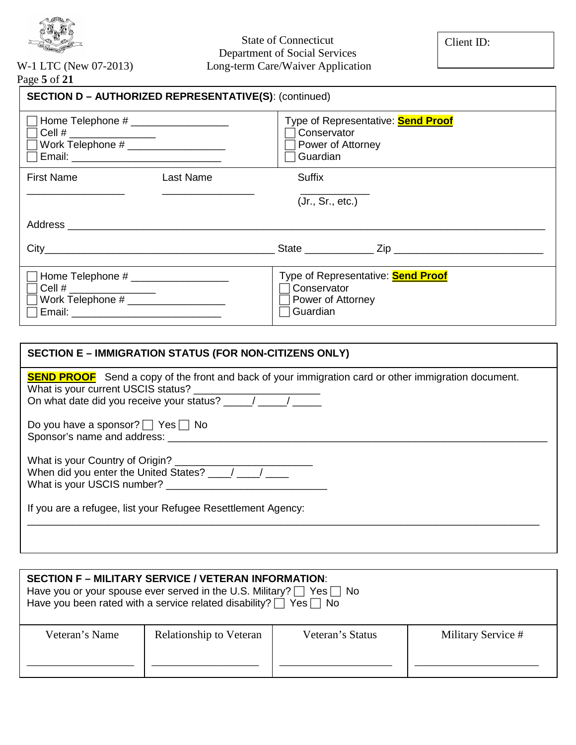State of Connecticut
Department of Social Services
Long-term Care/Waiver Application

W-1 LTC (New 07-2013)

Client ID:

## SECTION D – AUTHORIZED REPRESENTATIVE(S): (continued)

| | |
|---|---|
| ☐ Home Telephone # _________________<br>☐ Cell # _______________<br>☐ Work Telephone # _________________<br>☐ Email: ___________________________ | Type of Representative: **Send Proof**<br>☐ Conservator<br>☐ Power of Attorney<br>☐ Guardian |

First Name _________________ Last Name _________________ Suffix ____________ (Jr., Sr., etc.)

Address ______________________________________________________________________________

City________________________________________ State ____________ Zip __________________________

| | |
|---|---|
| ☐ Home Telephone # _________________<br>☐ Cell # _______________<br>☐ Work Telephone # _________________<br>☐ Email: ___________________________ | Type of Representative: **Send Proof**<br>☐ Conservator<br>☐ Power of Attorney<br>☐ Guardian |

## SECTION E – IMMIGRATION STATUS (FOR NON-CITIZENS ONLY)

**SEND PROOF** Send a copy of the front and back of your immigration card or other immigration document.
What is your current USCIS status? ______________________
On what date did you receive your status? _____/ _____/ _____

Do you have a sponsor? ☐ Yes ☐ No
Sponsor's name and address: _______________________________________________________________

What is your Country of Origin? ________________________
When did you enter the United States? ____/ ____/ ____
What is your USCIS number? _____________________________

If you are a refugee, list your Refugee Resettlement Agency:
___________________________________________________________________________________________

## SECTION F – MILITARY SERVICE / VETERAN INFORMATION:

Have you or your spouse ever served in the U.S. Military? ☐ Yes ☐ No
Have you been rated with a service related disability? ☐ Yes ☐ No

| Veteran's Name | Relationship to Veteran | Veteran's Status | Military Service # |
|---|---|---|---|
| ___________________ | ___________________ | ____________________ | ______________________ |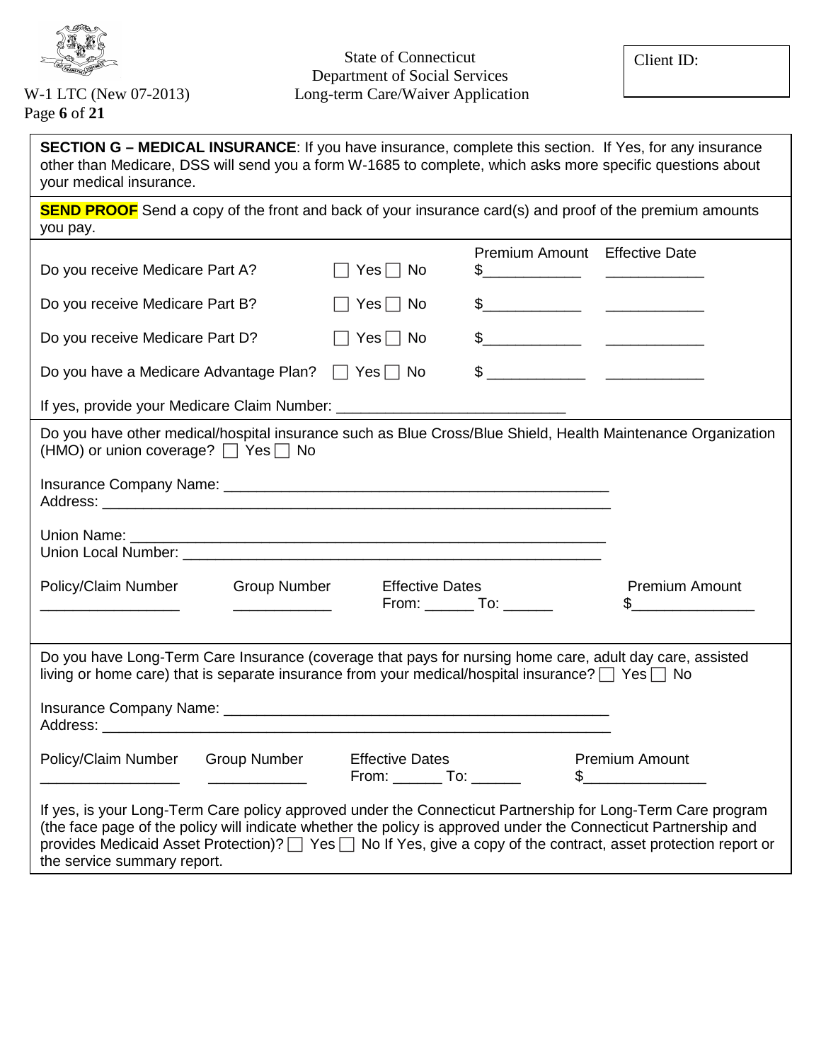State of Connecticut
Department of Social Services
Long-term Care/Waiver Application

W-1 LTC (New 07-2013)

Client ID:

**SECTION G – MEDICAL INSURANCE**: If you have insurance, complete this section. If Yes, for any insurance other than Medicare, DSS will send you a form W-1685 to complete, which asks more specific questions about your medical insurance.

**SEND PROOF** Send a copy of the front and back of your insurance card(s) and proof of the premium amounts you pay.

| | | Premium Amount | Effective Date |
|---|---|---|---|
| Do you receive Medicare Part A? | ☐ Yes ☐ No | $____________ | ____________ |
| Do you receive Medicare Part B? | ☐ Yes ☐ No | $____________ | ____________ |
| Do you receive Medicare Part D? | ☐ Yes ☐ No | $____________ | ____________ |
| Do you have a Medicare Advantage Plan? | ☐ Yes ☐ No | $ ____________ | ____________ |

If yes, provide your Medicare Claim Number: ___________________________

Do you have other medical/hospital insurance such as Blue Cross/Blue Shield, Health Maintenance Organization (HMO) or union coverage? ☐ Yes ☐ No

Insurance Company Name: ________________________________________________
Address: ______________________________________________________________

Union Name: ____________________________________________________________
Union Local Number: _____________________________________________________

| Policy/Claim Number | Group Number | Effective Dates | Premium Amount |
|---|---|---|---|
| _________________ | ____________ | From: ______ To: ______ | $_______________ |

Do you have Long-Term Care Insurance (coverage that pays for nursing home care, adult day care, assisted living or home care) that is separate insurance from your medical/hospital insurance? ☐ Yes ☐ No

Insurance Company Name: ________________________________________________
Address: ______________________________________________________________

| Policy/Claim Number | Group Number | Effective Dates | Premium Amount |
|---|---|---|---|
| _________________ | ____________ | From: ______ To: ______ | $_______________ |

If yes, is your Long-Term Care policy approved under the Connecticut Partnership for Long-Term Care program (the face page of the policy will indicate whether the policy is approved under the Connecticut Partnership and provides Medicaid Asset Protection)? ☐ Yes ☐ No If Yes, give a copy of the contract, asset protection report or the service summary report.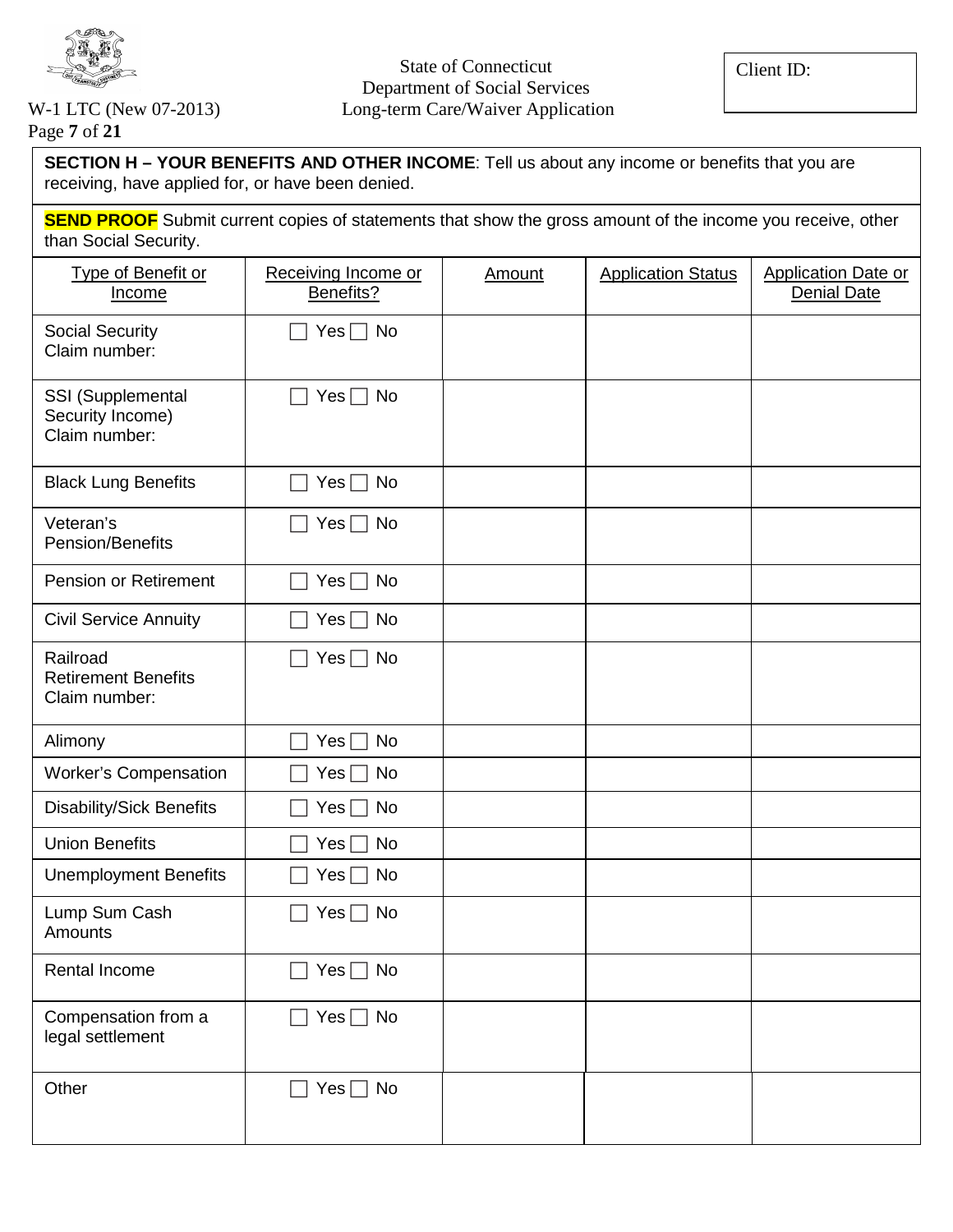State of Connecticut
Department of Social Services
Long-term Care/Waiver Application

W-1 LTC (New 07-2013)

Client ID:

**SECTION H – YOUR BENEFITS AND OTHER INCOME**: Tell us about any income or benefits that you are receiving, have applied for, or have been denied.

**SEND PROOF** Submit current copies of statements that show the gross amount of the income you receive, other than Social Security.

| Type of Benefit or Income | Receiving Income or Benefits? | Amount | Application Status | Application Date or Denial Date |
|---|---|---|---|---|
| Social Security<br>Claim number: | ☐ Yes ☐ No | | | |
| SSI (Supplemental Security Income)<br>Claim number: | ☐ Yes ☐ No | | | |
| Black Lung Benefits | ☐ Yes ☐ No | | | |
| Veteran's Pension/Benefits | ☐ Yes ☐ No | | | |
| Pension or Retirement | ☐ Yes ☐ No | | | |
| Civil Service Annuity | ☐ Yes ☐ No | | | |
| Railroad Retirement Benefits<br>Claim number: | ☐ Yes ☐ No | | | |
| Alimony | ☐ Yes ☐ No | | | |
| Worker's Compensation | ☐ Yes ☐ No | | | |
| Disability/Sick Benefits | ☐ Yes ☐ No | | | |
| Union Benefits | ☐ Yes ☐ No | | | |
| Unemployment Benefits | ☐ Yes ☐ No | | | |
| Lump Sum Cash Amounts | ☐ Yes ☐ No | | | |
| Rental Income | ☐ Yes ☐ No | | | |
| Compensation from a legal settlement | ☐ Yes ☐ No | | | |
| Other | ☐ Yes ☐ No | | | |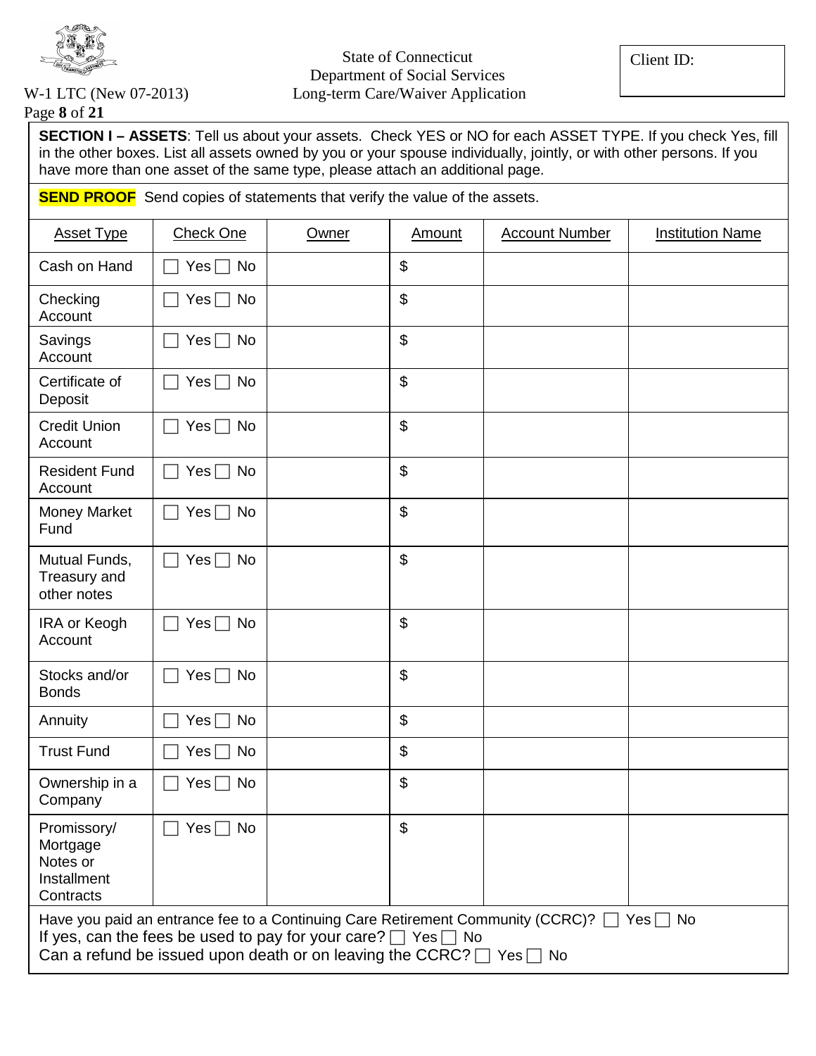State of Connecticut
Department of Social Services
Long-term Care/Waiver Application

W-1 LTC (New 07-2013)

Client ID:

**SECTION I – ASSETS**: Tell us about your assets. Check YES or NO for each ASSET TYPE. If you check Yes, fill in the other boxes. List all assets owned by you or your spouse individually, jointly, or with other persons. If you have more than one asset of the same type, please attach an additional page.

**SEND PROOF** Send copies of statements that verify the value of the assets.

| Asset Type | Check One | Owner | Amount | Account Number | Institution Name |
|---|---|---|---|---|---|
| Cash on Hand | ☐ Yes ☐ No | | $ | | |
| Checking Account | ☐ Yes ☐ No | | $ | | |
| Savings Account | ☐ Yes ☐ No | | $ | | |
| Certificate of Deposit | ☐ Yes ☐ No | | $ | | |
| Credit Union Account | ☐ Yes ☐ No | | $ | | |
| Resident Fund Account | ☐ Yes ☐ No | | $ | | |
| Money Market Fund | ☐ Yes ☐ No | | $ | | |
| Mutual Funds, Treasury and other notes | ☐ Yes ☐ No | | $ | | |
| IRA or Keogh Account | ☐ Yes ☐ No | | $ | | |
| Stocks and/or Bonds | ☐ Yes ☐ No | | $ | | |
| Annuity | ☐ Yes ☐ No | | $ | | |
| Trust Fund | ☐ Yes ☐ No | | $ | | |
| Ownership in a Company | ☐ Yes ☐ No | | $ | | |
| Promissory/ Mortgage Notes or Installment Contracts | ☐ Yes ☐ No | | $ | | |

Have you paid an entrance fee to a Continuing Care Retirement Community (CCRC)? ☐ Yes ☐ No
If yes, can the fees be used to pay for your care? ☐ Yes ☐ No
Can a refund be issued upon death or on leaving the CCRC? ☐ Yes ☐ No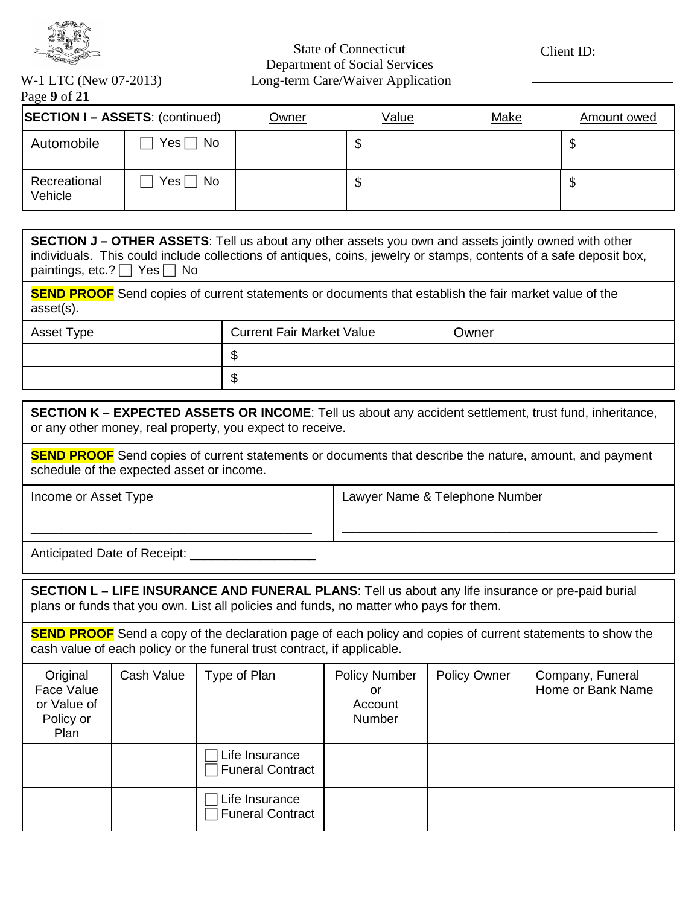State of Connecticut
Department of Social Services
Long-term Care/Waiver Application

W-1 LTC (New 07-2013)

Client ID:

| SECTION I – ASSETS: (continued) | | Owner | Value | Make | Amount owed |
|---|---|---|---|---|---|
| Automobile | ☐ Yes ☐ No | | $ | | $ |
| Recreational Vehicle | ☐ Yes ☐ No | | $ | | $ |

**SECTION J – OTHER ASSETS**: Tell us about any other assets you own and assets jointly owned with other individuals. This could include collections of antiques, coins, jewelry or stamps, contents of a safe deposit box, paintings, etc.? ☐ Yes ☐ No

**SEND PROOF** Send copies of current statements or documents that establish the fair market value of the asset(s).

| Asset Type | Current Fair Market Value | Owner |
|---|---|---|
| | $ | |
| | $ | |

**SECTION K – EXPECTED ASSETS OR INCOME**: Tell us about any accident settlement, trust fund, inheritance, or any other money, real property, you expect to receive.

**SEND PROOF** Send copies of current statements or documents that describe the nature, amount, and payment schedule of the expected asset or income.

| Income or Asset Type | Lawyer Name & Telephone Number |
|---|---|
| ________________________________________ | ________________________________________ |

Anticipated Date of Receipt: ___________________

**SECTION L – LIFE INSURANCE AND FUNERAL PLANS**: Tell us about any life insurance or pre-paid burial plans or funds that you own. List all policies and funds, no matter who pays for them.

**SEND PROOF** Send a copy of the declaration page of each policy and copies of current statements to show the cash value of each policy or the funeral trust contract, if applicable.

| Original Face Value or Value of Policy or Plan | Cash Value | Type of Plan | Policy Number or Account Number | Policy Owner | Company, Funeral Home or Bank Name |
|---|---|---|---|---|---|
| | | ☐ Life Insurance ☐ Funeral Contract | | | |
| | | ☐ Life Insurance ☐ Funeral Contract | | | |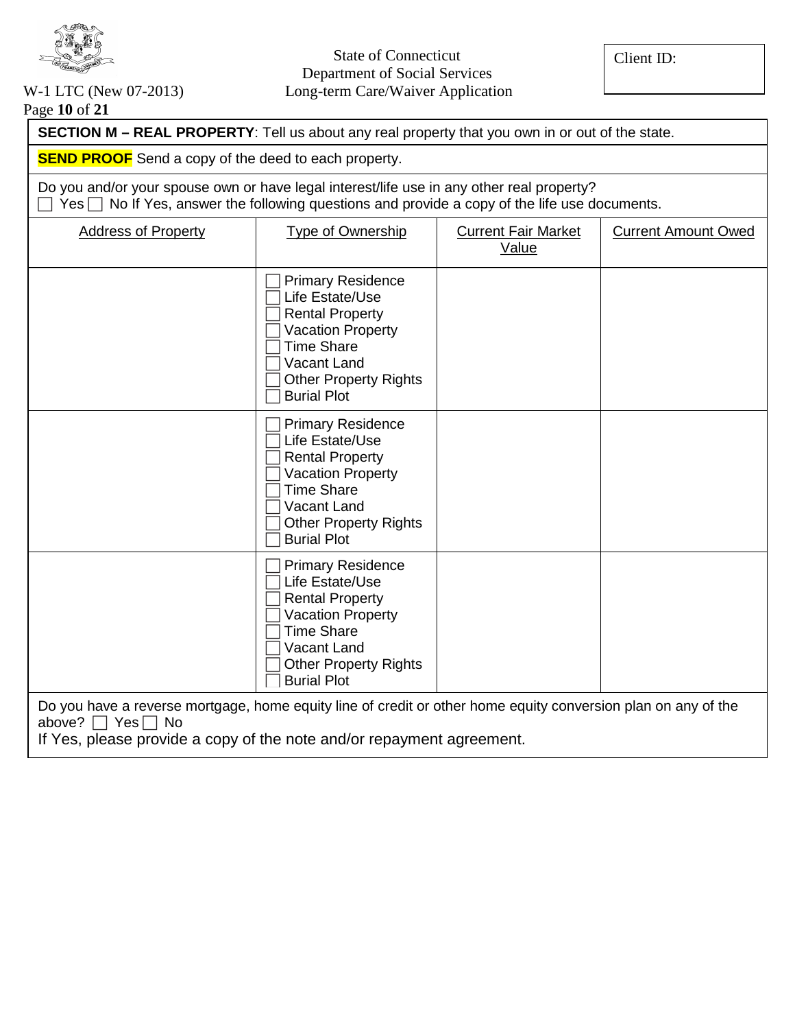State of Connecticut
Department of Social Services
Long-term Care/Waiver Application

W-1 LTC (New 07-2013)

Client ID:

**SECTION M – REAL PROPERTY**: Tell us about any real property that you own in or out of the state.

**SEND PROOF** Send a copy of the deed to each property.

Do you and/or your spouse own or have legal interest/life use in any other real property?
☐ Yes ☐ No If Yes, answer the following questions and provide a copy of the life use documents.

| Address of Property | Type of Ownership | Current Fair Market Value | Current Amount Owed |
|---|---|---|---|
| | ☐ Primary Residence<br>☐ Life Estate/Use<br>☐ Rental Property<br>☐ Vacation Property<br>☐ Time Share<br>☐ Vacant Land<br>☐ Other Property Rights<br>☐ Burial Plot | | |
| | ☐ Primary Residence<br>☐ Life Estate/Use<br>☐ Rental Property<br>☐ Vacation Property<br>☐ Time Share<br>☐ Vacant Land<br>☐ Other Property Rights<br>☐ Burial Plot | | |
| | ☐ Primary Residence<br>☐ Life Estate/Use<br>☐ Rental Property<br>☐ Vacation Property<br>☐ Time Share<br>☐ Vacant Land<br>☐ Other Property Rights<br>☐ Burial Plot | | |

Do you have a reverse mortgage, home equity line of credit or other home equity conversion plan on any of the above? ☐ Yes ☐ No
If Yes, please provide a copy of the note and/or repayment agreement.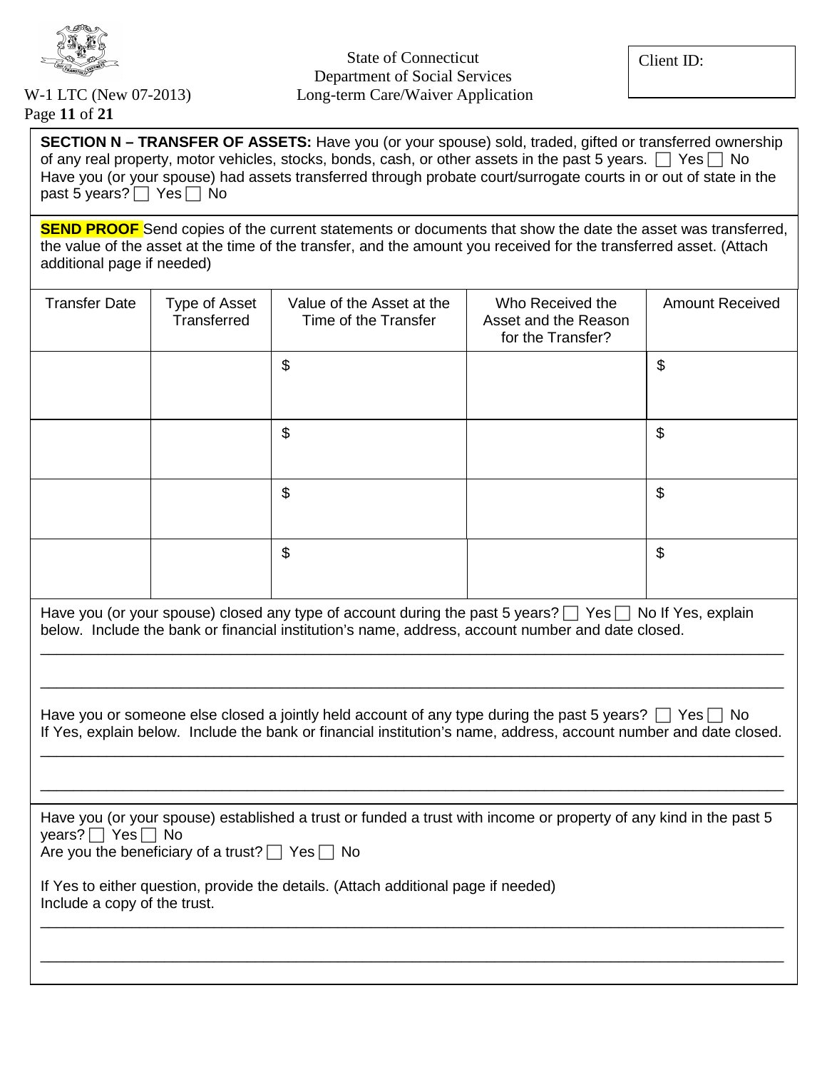State of Connecticut
Department of Social Services
Long-term Care/Waiver Application

W-1 LTC (New 07-2013)

Client ID:

**SECTION N – TRANSFER OF ASSETS:** Have you (or your spouse) sold, traded, gifted or transferred ownership of any real property, motor vehicles, stocks, bonds, cash, or other assets in the past 5 years. ☐ Yes ☐ No
Have you (or your spouse) had assets transferred through probate court/surrogate courts in or out of state in the past 5 years? ☐ Yes ☐ No

**SEND PROOF** Send copies of the current statements or documents that show the date the asset was transferred, the value of the asset at the time of the transfer, and the amount you received for the transferred asset. (Attach additional page if needed)

| Transfer Date | Type of Asset Transferred | Value of the Asset at the Time of the Transfer | Who Received the Asset and the Reason for the Transfer? | Amount Received |
|---|---|---|---|---|
| | | $ | | $ |
| | | $ | | $ |
| | | $ | | $ |
| | | $ | | $ |

Have you (or your spouse) closed any type of account during the past 5 years? ☐ Yes ☐ No If Yes, explain below. Include the bank or financial institution's name, address, account number and date closed.

_______________________________________________________________________________

_______________________________________________________________________________

Have you or someone else closed a jointly held account of any type during the past 5 years? ☐ Yes ☐ No
If Yes, explain below. Include the bank or financial institution's name, address, account number and date closed.

_______________________________________________________________________________

_______________________________________________________________________________

Have you (or your spouse) established a trust or funded a trust with income or property of any kind in the past 5 years? ☐ Yes ☐ No
Are you the beneficiary of a trust? ☐ Yes ☐ No

If Yes to either question, provide the details. (Attach additional page if needed)
Include a copy of the trust.

_______________________________________________________________________________

_______________________________________________________________________________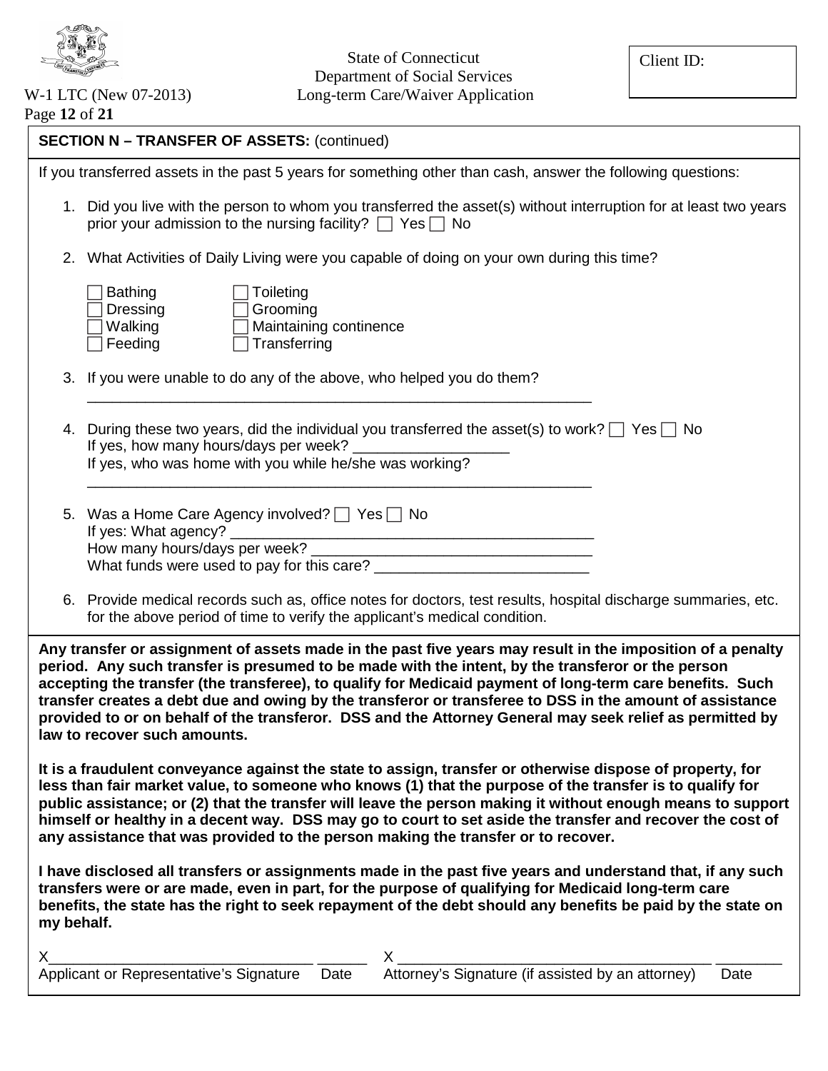State of Connecticut
Department of Social Services
Long-term Care/Waiver Application

W-1 LTC (New 07-2013)

Client ID:

## SECTION N – TRANSFER OF ASSETS: (continued)

If you transferred assets in the past 5 years for something other than cash, answer the following questions:

1. Did you live with the person to whom you transferred the asset(s) without interruption for at least two years prior your admission to the nursing facility? ☐ Yes ☐ No

2. What Activities of Daily Living were you capable of doing on your own during this time?

   ☐ Bathing ☐ Toileting
   ☐ Dressing ☐ Grooming
   ☐ Walking ☐ Maintaining continence
   ☐ Feeding ☐ Transferring

3. If you were unable to do any of the above, who helped you do them?
   ____________________________________________________________

4. During these two years, did the individual you transferred the asset(s) to work? ☐ Yes ☐ No
   If yes, how many hours/days per week? ___________________
   If yes, who was home with you while he/she was working?
   ____________________________________________________________

5. Was a Home Care Agency involved? ☐ Yes ☐ No
   If yes: What agency? ____________________________________________
   How many hours/days per week? __________________________________
   What funds were used to pay for this care? __________________________

6. Provide medical records such as, office notes for doctors, test results, hospital discharge summaries, etc. for the above period of time to verify the applicant's medical condition.

**Any transfer or assignment of assets made in the past five years may result in the imposition of a penalty period. Any such transfer is presumed to be made with the intent, by the transferor or the person accepting the transfer (the transferee), to qualify for Medicaid payment of long-term care benefits. Such transfer creates a debt due and owing by the transferor or transferee to DSS in the amount of assistance provided to or on behalf of the transferor. DSS and the Attorney General may seek relief as permitted by law to recover such amounts.**

**It is a fraudulent conveyance against the state to assign, transfer or otherwise dispose of property, for less than fair market value, to someone who knows (1) that the purpose of the transfer is to qualify for public assistance; or (2) that the transfer will leave the person making it without enough means to support himself or healthy in a decent way. DSS may go to court to set aside the transfer and recover the cost of any assistance that was provided to the person making the transfer or to recover.**

**I have disclosed all transfers or assignments made in the past five years and understand that, if any such transfers were or are made, even in part, for the purpose of qualifying for Medicaid long-term care benefits, the state has the right to seek repayment of the debt should any benefits be paid by the state on my behalf.**

X________________________________ ______
Applicant or Representative's Signature Date

X ______________________________________ ________
Attorney's Signature (if assisted by an attorney) Date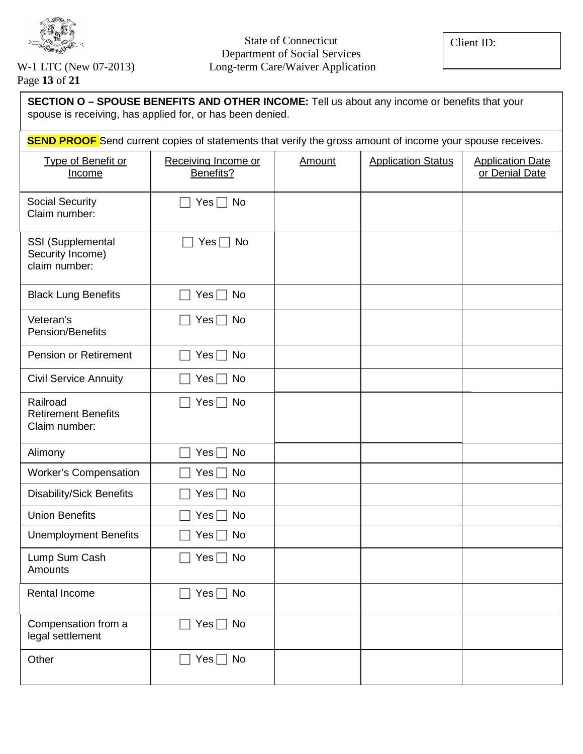State of Connecticut
Department of Social Services
Long-term Care/Waiver Application

W-1 LTC (New 07-2013)

Client ID:

**SECTION O – SPOUSE BENEFITS AND OTHER INCOME:** Tell us about any income or benefits that your spouse is receiving, has applied for, or has been denied.

**SEND PROOF** Send current copies of statements that verify the gross amount of income your spouse receives.

| Type of Benefit or Income | Receiving Income or Benefits? | Amount | Application Status | Application Date or Denial Date |
|---|---|---|---|---|
| Social Security Claim number: | ☐ Yes ☐ No | | | |
| SSI (Supplemental Security Income) claim number: | ☐ Yes ☐ No | | | |
| Black Lung Benefits | ☐ Yes ☐ No | | | |
| Veteran's Pension/Benefits | ☐ Yes ☐ No | | | |
| Pension or Retirement | ☐ Yes ☐ No | | | |
| Civil Service Annuity | ☐ Yes ☐ No | | | |
| Railroad Retirement Benefits Claim number: | ☐ Yes ☐ No | | | |
| Alimony | ☐ Yes ☐ No | | | |
| Worker's Compensation | ☐ Yes ☐ No | | | |
| Disability/Sick Benefits | ☐ Yes ☐ No | | | |
| Union Benefits | ☐ Yes ☐ No | | | |
| Unemployment Benefits | ☐ Yes ☐ No | | | |
| Lump Sum Cash Amounts | ☐ Yes ☐ No | | | |
| Rental Income | ☐ Yes ☐ No | | | |
| Compensation from a legal settlement | ☐ Yes ☐ No | | | |
| Other | ☐ Yes ☐ No | | | |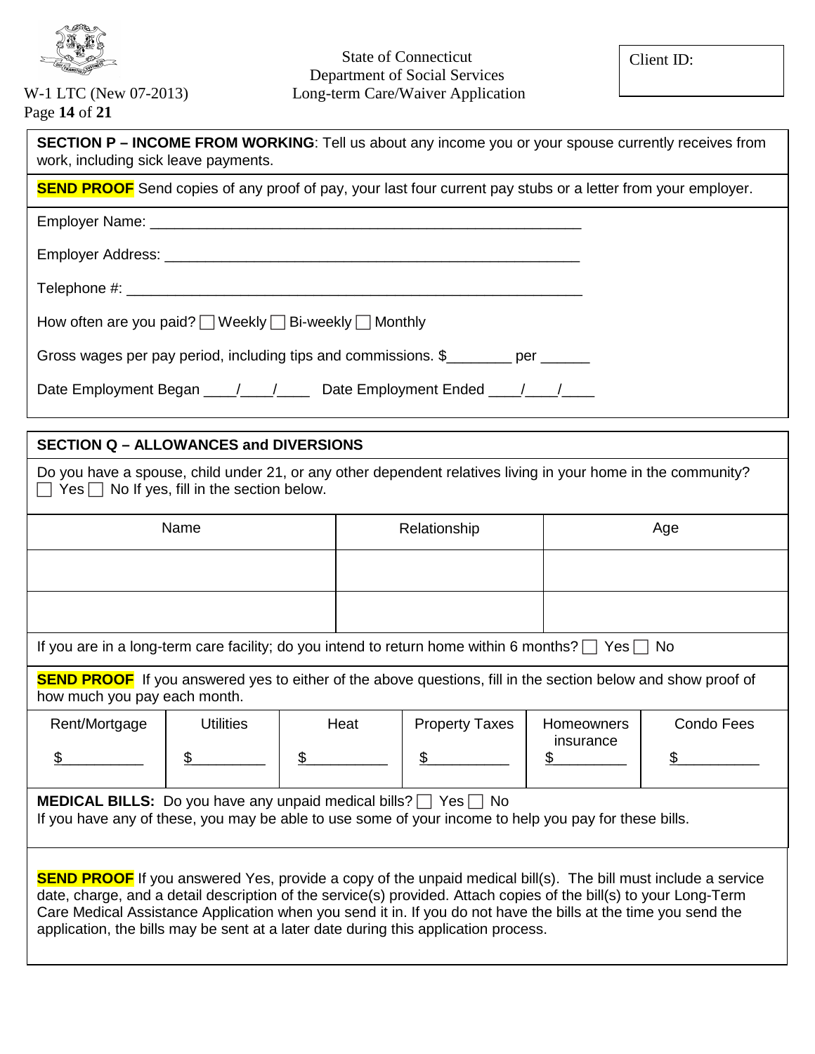State of Connecticut
Department of Social Services
Long-term Care/Waiver Application

W-1 LTC (New 07-2013)

Client ID:

**SECTION P – INCOME FROM WORKING**: Tell us about any income you or your spouse currently receives from work, including sick leave payments.

**SEND PROOF** Send copies of any proof of pay, your last four current pay stubs or a letter from your employer.

Employer Name: _______________________________________________________

Employer Address: _____________________________________________________

Telephone #: _________________________________________________________

How often are you paid? ☐ Weekly ☐ Bi-weekly ☐ Monthly

Gross wages per pay period, including tips and commissions. $________ per ______

Date Employment Began ____/____/____ Date Employment Ended ____/____/____

**SECTION Q – ALLOWANCES and DIVERSIONS**

Do you have a spouse, child under 21, or any other dependent relatives living in your home in the community?
☐ Yes ☐ No If yes, fill in the section below.

| Name | Relationship | Age |
| --- | --- | --- |
| | | |
| | | |

If you are in a long-term care facility; do you intend to return home within 6 months? ☐ Yes ☐ No

**SEND PROOF** If you answered yes to either of the above questions, fill in the section below and show proof of how much you pay each month.

| Rent/Mortgage | Utilities | Heat | Property Taxes | Homeowners insurance | Condo Fees |
| --- | --- | --- | --- | --- | --- |
| $__________ | $_________ | $__________ | $__________ | $_________ | $__________ |

**MEDICAL BILLS:** Do you have any unpaid medical bills? ☐ Yes ☐ No
If you have any of these, you may be able to use some of your income to help you pay for these bills.

**SEND PROOF** If you answered Yes, provide a copy of the unpaid medical bill(s). The bill must include a service date, charge, and a detail description of the service(s) provided. Attach copies of the bill(s) to your Long-Term Care Medical Assistance Application when you send it in. If you do not have the bills at the time you send the application, the bills may be sent at a later date during this application process.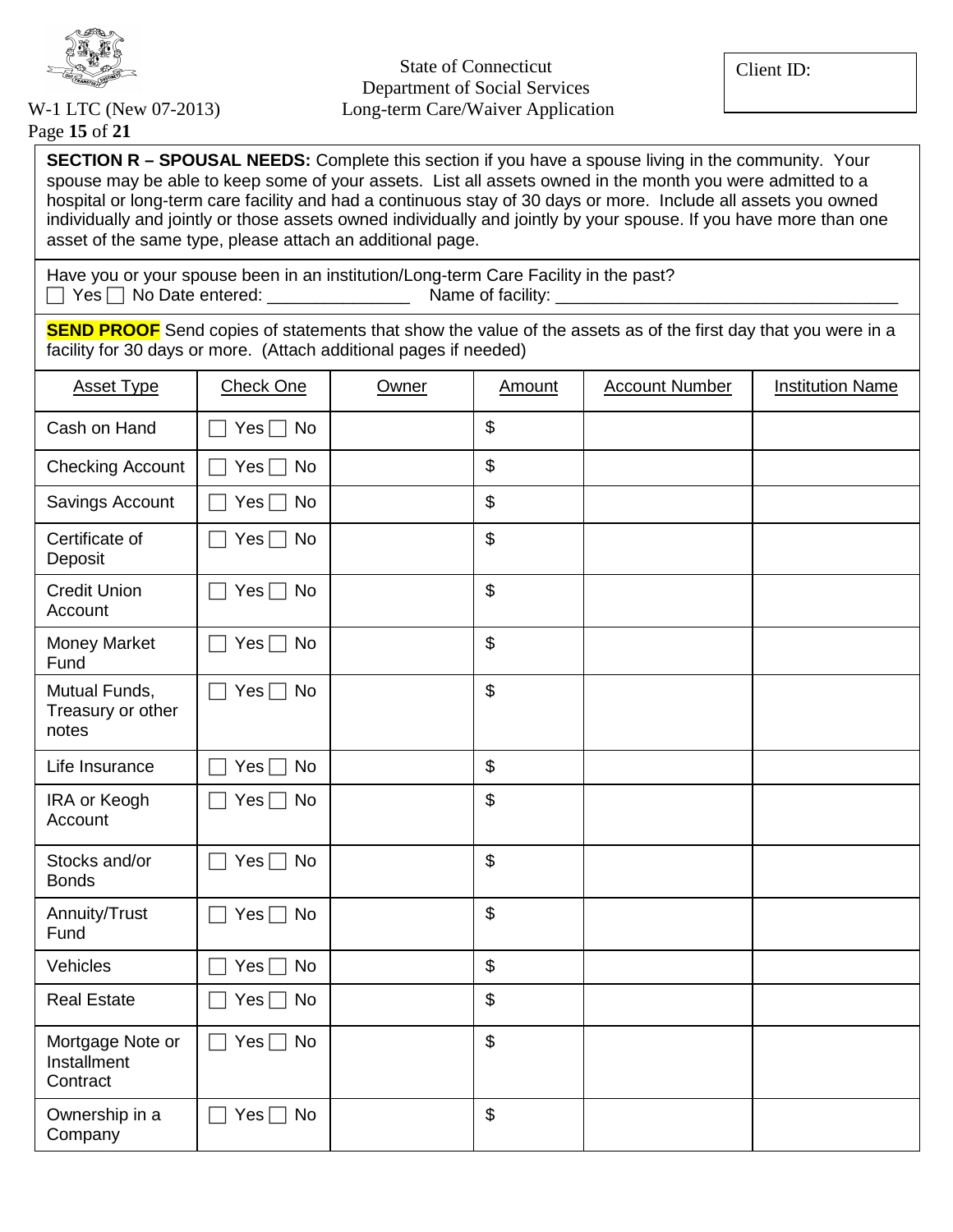State of Connecticut
Department of Social Services
Long-term Care/Waiver Application

W-1 LTC (New 07-2013)

Client ID:

**SECTION R – SPOUSAL NEEDS:** Complete this section if you have a spouse living in the community. Your spouse may be able to keep some of your assets. List all assets owned in the month you were admitted to a hospital or long-term care facility and had a continuous stay of 30 days or more. Include all assets you owned individually and jointly or those assets owned individually and jointly by your spouse. If you have more than one asset of the same type, please attach an additional page.

Have you or your spouse been in an institution/Long-term Care Facility in the past?
☐ Yes ☐ No Date entered: _______________ Name of facility: ______________________________________

**SEND PROOF** Send copies of statements that show the value of the assets as of the first day that you were in a facility for 30 days or more. (Attach additional pages if needed)

| Asset Type | Check One | Owner | Amount | Account Number | Institution Name |
|---|---|---|---|---|---|
| Cash on Hand | ☐ Yes ☐ No | | $ | | |
| Checking Account | ☐ Yes ☐ No | | $ | | |
| Savings Account | ☐ Yes ☐ No | | $ | | |
| Certificate of Deposit | ☐ Yes ☐ No | | $ | | |
| Credit Union Account | ☐ Yes ☐ No | | $ | | |
| Money Market Fund | ☐ Yes ☐ No | | $ | | |
| Mutual Funds, Treasury or other notes | ☐ Yes ☐ No | | $ | | |
| Life Insurance | ☐ Yes ☐ No | | $ | | |
| IRA or Keogh Account | ☐ Yes ☐ No | | $ | | |
| Stocks and/or Bonds | ☐ Yes ☐ No | | $ | | |
| Annuity/Trust Fund | ☐ Yes ☐ No | | $ | | |
| Vehicles | ☐ Yes ☐ No | | $ | | |
| Real Estate | ☐ Yes ☐ No | | $ | | |
| Mortgage Note or Installment Contract | ☐ Yes ☐ No | | $ | | |
| Ownership in a Company | ☐ Yes ☐ No | | $ | | |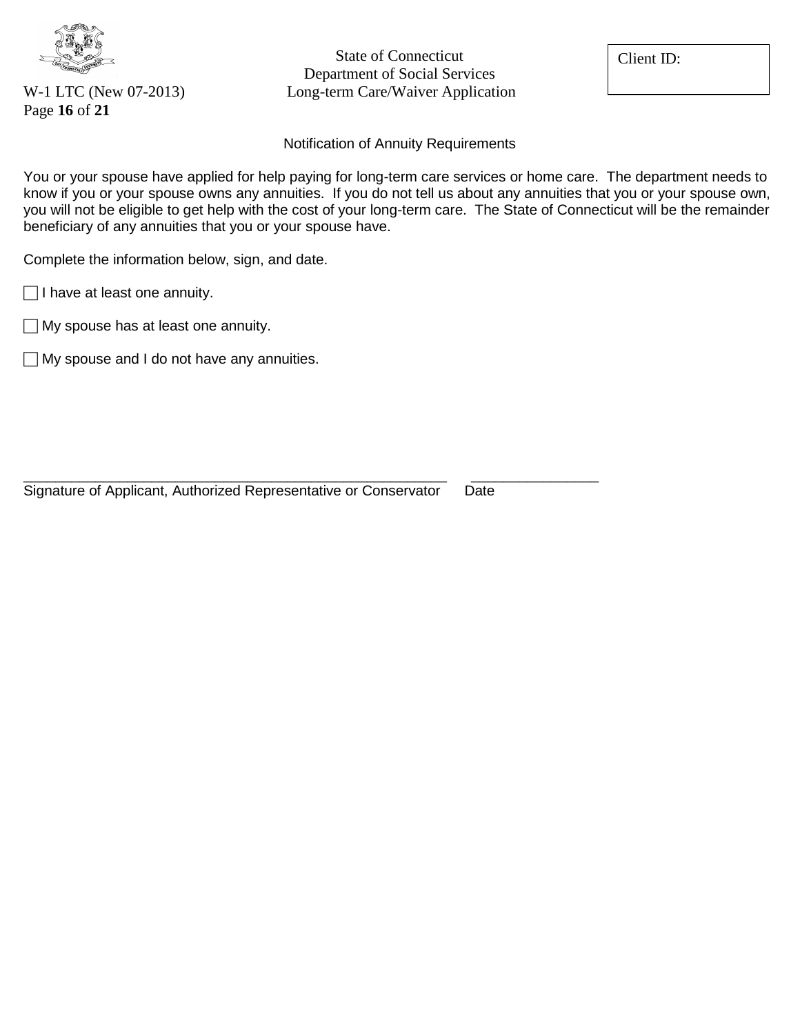State of Connecticut
Department of Social Services
Long-term Care/Waiver Application

W-1 LTC (New 07-2013)

Client ID:

## Notification of Annuity Requirements

You or your spouse have applied for help paying for long-term care services or home care. The department needs to know if you or your spouse owns any annuities. If you do not tell us about any annuities that you or your spouse own, you will not be eligible to get help with the cost of your long-term care. The State of Connecticut will be the remainder beneficiary of any annuities that you or your spouse have.

Complete the information below, sign, and date.

☐ I have at least one annuity.

☐ My spouse has at least one annuity.

☐ My spouse and I do not have any annuities.

\_\_\_\_\_\_\_\_\_\_\_\_\_\_\_\_\_\_\_\_\_\_\_\_\_\_\_\_\_\_\_\_\_\_\_\_\_\_\_\_\_\_\_\_\_\_\_\_\_\_\_\_\_\_ \_\_\_\_\_\_\_\_\_\_\_\_\_\_\_\_
Signature of Applicant, Authorized Representative or Conservator Date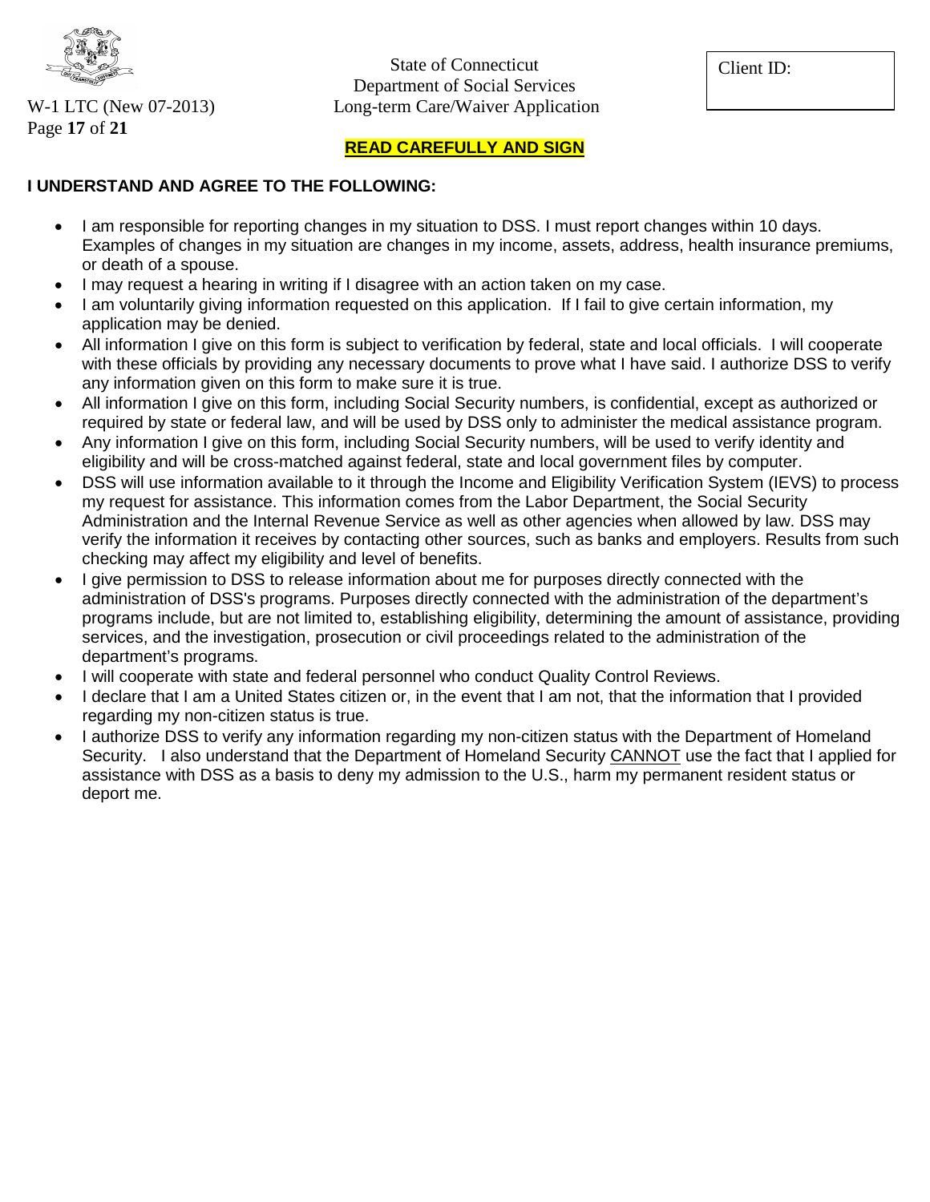Client ID:

**READ CAREFULLY AND SIGN**

**I UNDERSTAND AND AGREE TO THE FOLLOWING:**

- I am responsible for reporting changes in my situation to DSS. I must report changes within 10 days. Examples of changes in my situation are changes in my income, assets, address, health insurance premiums, or death of a spouse.
- I may request a hearing in writing if I disagree with an action taken on my case.
- I am voluntarily giving information requested on this application. If I fail to give certain information, my application may be denied.
- All information I give on this form is subject to verification by federal, state and local officials. I will cooperate with these officials by providing any necessary documents to prove what I have said. I authorize DSS to verify any information given on this form to make sure it is true.
- All information I give on this form, including Social Security numbers, is confidential, except as authorized or required by state or federal law, and will be used by DSS only to administer the medical assistance program.
- Any information I give on this form, including Social Security numbers, will be used to verify identity and eligibility and will be cross-matched against federal, state and local government files by computer.
- DSS will use information available to it through the Income and Eligibility Verification System (IEVS) to process my request for assistance. This information comes from the Labor Department, the Social Security Administration and the Internal Revenue Service as well as other agencies when allowed by law. DSS may verify the information it receives by contacting other sources, such as banks and employers. Results from such checking may affect my eligibility and level of benefits.
- I give permission to DSS to release information about me for purposes directly connected with the administration of DSS's programs. Purposes directly connected with the administration of the department's programs include, but are not limited to, establishing eligibility, determining the amount of assistance, providing services, and the investigation, prosecution or civil proceedings related to the administration of the department's programs.
- I will cooperate with state and federal personnel who conduct Quality Control Reviews.
- I declare that I am a United States citizen or, in the event that I am not, that the information that I provided regarding my non-citizen status is true.
- I authorize DSS to verify any information regarding my non-citizen status with the Department of Homeland Security. I also understand that the Department of Homeland Security CANNOT use the fact that I applied for assistance with DSS as a basis to deny my admission to the U.S., harm my permanent resident status or deport me.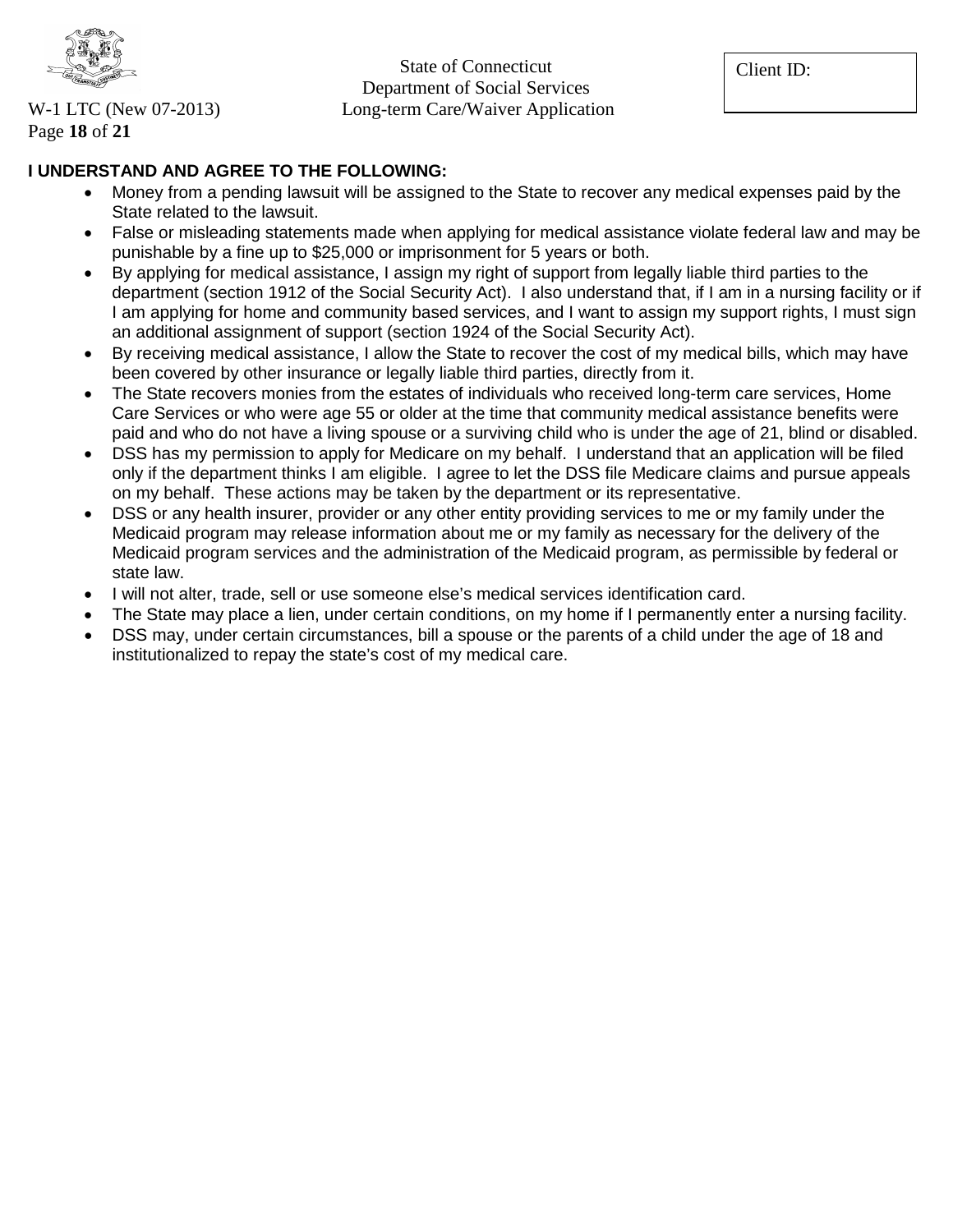**I UNDERSTAND AND AGREE TO THE FOLLOWING:**

- Money from a pending lawsuit will be assigned to the State to recover any medical expenses paid by the State related to the lawsuit.
- False or misleading statements made when applying for medical assistance violate federal law and may be punishable by a fine up to $25,000 or imprisonment for 5 years or both.
- By applying for medical assistance, I assign my right of support from legally liable third parties to the department (section 1912 of the Social Security Act). I also understand that, if I am in a nursing facility or if I am applying for home and community based services, and I want to assign my support rights, I must sign an additional assignment of support (section 1924 of the Social Security Act).
- By receiving medical assistance, I allow the State to recover the cost of my medical bills, which may have been covered by other insurance or legally liable third parties, directly from it.
- The State recovers monies from the estates of individuals who received long-term care services, Home Care Services or who were age 55 or older at the time that community medical assistance benefits were paid and who do not have a living spouse or a surviving child who is under the age of 21, blind or disabled.
- DSS has my permission to apply for Medicare on my behalf. I understand that an application will be filed only if the department thinks I am eligible. I agree to let the DSS file Medicare claims and pursue appeals on my behalf. These actions may be taken by the department or its representative.
- DSS or any health insurer, provider or any other entity providing services to me or my family under the Medicaid program may release information about me or my family as necessary for the delivery of the Medicaid program services and the administration of the Medicaid program, as permissible by federal or state law.
- I will not alter, trade, sell or use someone else's medical services identification card.
- The State may place a lien, under certain conditions, on my home if I permanently enter a nursing facility.
- DSS may, under certain circumstances, bill a spouse or the parents of a child under the age of 18 and institutionalized to repay the state's cost of my medical care.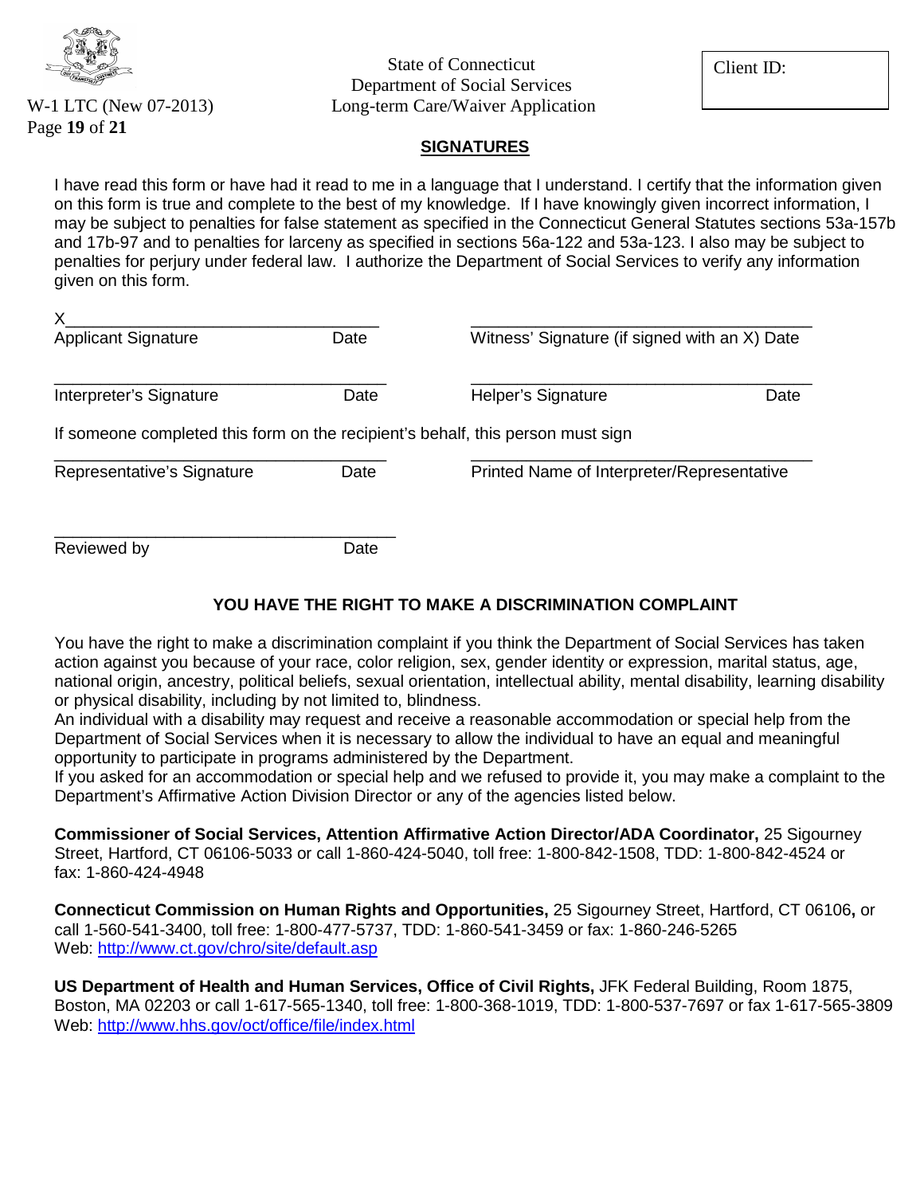State of Connecticut
Department of Social Services
Long-term Care/Waiver Application

W-1 LTC (New 07-2013)

Client ID:

## SIGNATURES

I have read this form or have had it read to me in a language that I understand. I certify that the information given on this form is true and complete to the best of my knowledge. If I have knowingly given incorrect information, I may be subject to penalties for false statement as specified in the Connecticut General Statutes sections 53a-157b and 17b-97 and to penalties for larceny as specified in sections 56a-122 and 53a-123. I also may be subject to penalties for perjury under federal law. I authorize the Department of Social Services to verify any information given on this form.

X__________________________________ ____________________________________

Applicant Signature Date Witness' Signature (if signed with an X) Date

____________________________________ ____________________________________

Interpreter's Signature Date Helper's Signature Date

If someone completed this form on the recipient's behalf, this person must sign

____________________________________ ____________________________________

Representative's Signature Date Printed Name of Interpreter/Representative

____________________________________

Reviewed by Date

### YOU HAVE THE RIGHT TO MAKE A DISCRIMINATION COMPLAINT

You have the right to make a discrimination complaint if you think the Department of Social Services has taken action against you because of your race, color religion, sex, gender identity or expression, marital status, age, national origin, ancestry, political beliefs, sexual orientation, intellectual ability, mental disability, learning disability or physical disability, including by not limited to, blindness.
An individual with a disability may request and receive a reasonable accommodation or special help from the Department of Social Services when it is necessary to allow the individual to have an equal and meaningful opportunity to participate in programs administered by the Department.
If you asked for an accommodation or special help and we refused to provide it, you may make a complaint to the Department's Affirmative Action Division Director or any of the agencies listed below.

**Commissioner of Social Services, Attention Affirmative Action Director/ADA Coordinator,** 25 Sigourney Street, Hartford, CT 06106-5033 or call 1-860-424-5040, toll free: 1-800-842-1508, TDD: 1-800-842-4524 or fax: 1-860-424-4948

**Connecticut Commission on Human Rights and Opportunities,** 25 Sigourney Street, Hartford, CT 06106**,** or call 1-560-541-3400, toll free: 1-800-477-5737, TDD: 1-860-541-3459 or fax: 1-860-246-5265
Web: http://www.ct.gov/chro/site/default.asp

**US Department of Health and Human Services, Office of Civil Rights,** JFK Federal Building, Room 1875, Boston, MA 02203 or call 1-617-565-1340, toll free: 1-800-368-1019, TDD: 1-800-537-7697 or fax 1-617-565-3809
Web: http://www.hhs.gov/oct/office/file/index.html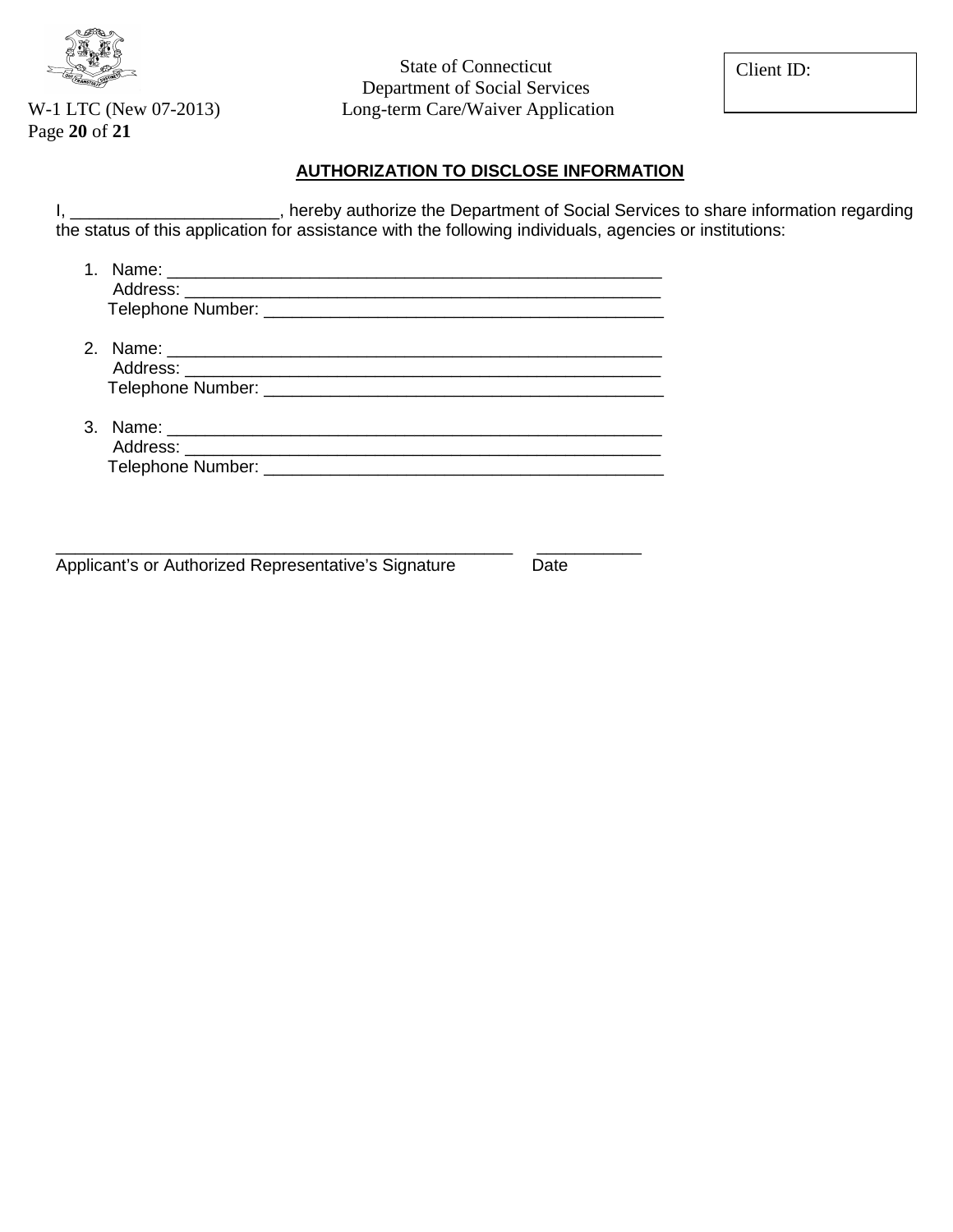State of Connecticut
Department of Social Services
Long-term Care/Waiver Application

W-1 LTC (New 07-2013)

Client ID:

## AUTHORIZATION TO DISCLOSE INFORMATION

I, ______________________, hereby authorize the Department of Social Services to share information regarding the status of this application for assistance with the following individuals, agencies or institutions:

1. Name: ________________________________________________________
   Address: ______________________________________________________
   Telephone Number: ____________________________________________

2. Name: ________________________________________________________
   Address: ______________________________________________________
   Telephone Number: ____________________________________________

3. Name: ________________________________________________________
   Address: ______________________________________________________
   Telephone Number: ____________________________________________

___________________________________________________ ___________
Applicant's or Authorized Representative's Signature Date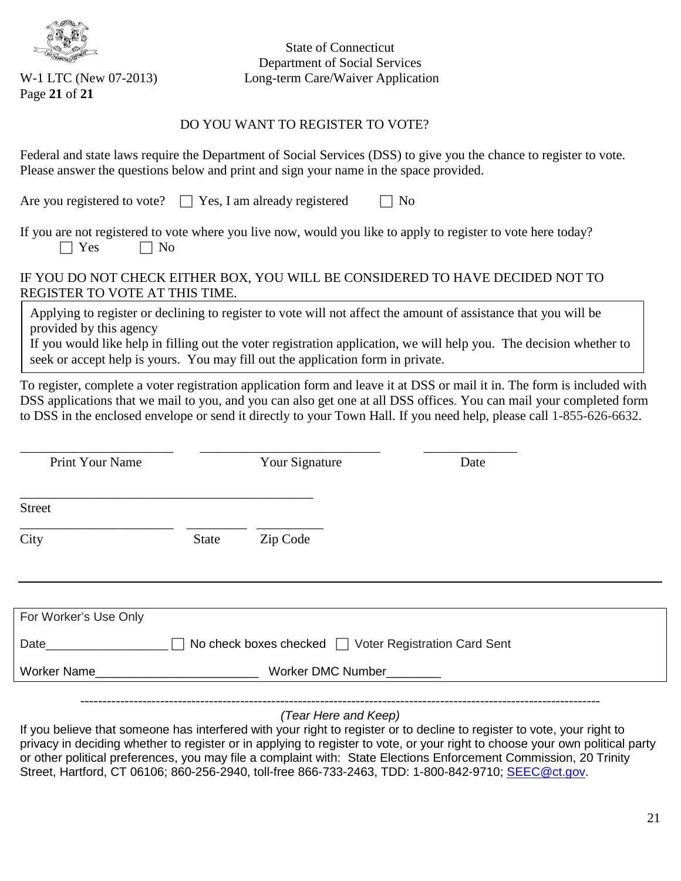State of Connecticut
Department of Social Services
Long-term Care/Waiver Application

W-1 LTC (New 07-2013)

## DO YOU WANT TO REGISTER TO VOTE?

Federal and state laws require the Department of Social Services (DSS) to give you the chance to register to vote. Please answer the questions below and print and sign your name in the space provided.

Are you registered to vote? ☐ Yes, I am already registered ☐ No

If you are not registered to vote where you live now, would you like to apply to register to vote here today?
☐ Yes ☐ No

IF YOU DO NOT CHECK EITHER BOX, YOU WILL BE CONSIDERED TO HAVE DECIDED NOT TO REGISTER TO VOTE AT THIS TIME.

> Applying to register or declining to register to vote will not affect the amount of assistance that you will be provided by this agency
> If you would like help in filling out the voter registration application, we will help you. The decision whether to seek or accept help is yours. You may fill out the application form in private.

To register, complete a voter registration application form and leave it at DSS or mail it in. The form is included with DSS applications that we mail to you, and you can also get one at all DSS offices. You can mail your completed form to DSS in the enclosed envelope or send it directly to your Town Hall. If you need help, please call 1-855-626-6632.

______________________ ______________________ ______________
Print Your Name Your Signature Date

____________________________________________
Street

______________________ _________ __________
City State Zip Code

---

| For Worker's Use Only | | |
|---|---|---|
| Date_________________ | ☐ No check boxes checked | ☐ Voter Registration Card Sent |
| Worker Name_______________________ | Worker DMC Number________ | |

---

*(Tear Here and Keep)*

If you believe that someone has interfered with your right to register or to decline to register to vote, your right to privacy in deciding whether to register or in applying to register to vote, or your right to choose your own political party or other political preferences, you may file a complaint with: State Elections Enforcement Commission, 20 Trinity Street, Hartford, CT 06106; 860-256-2940, toll-free 866-733-2463, TDD: 1-800-842-9710; SEEC@ct.gov.